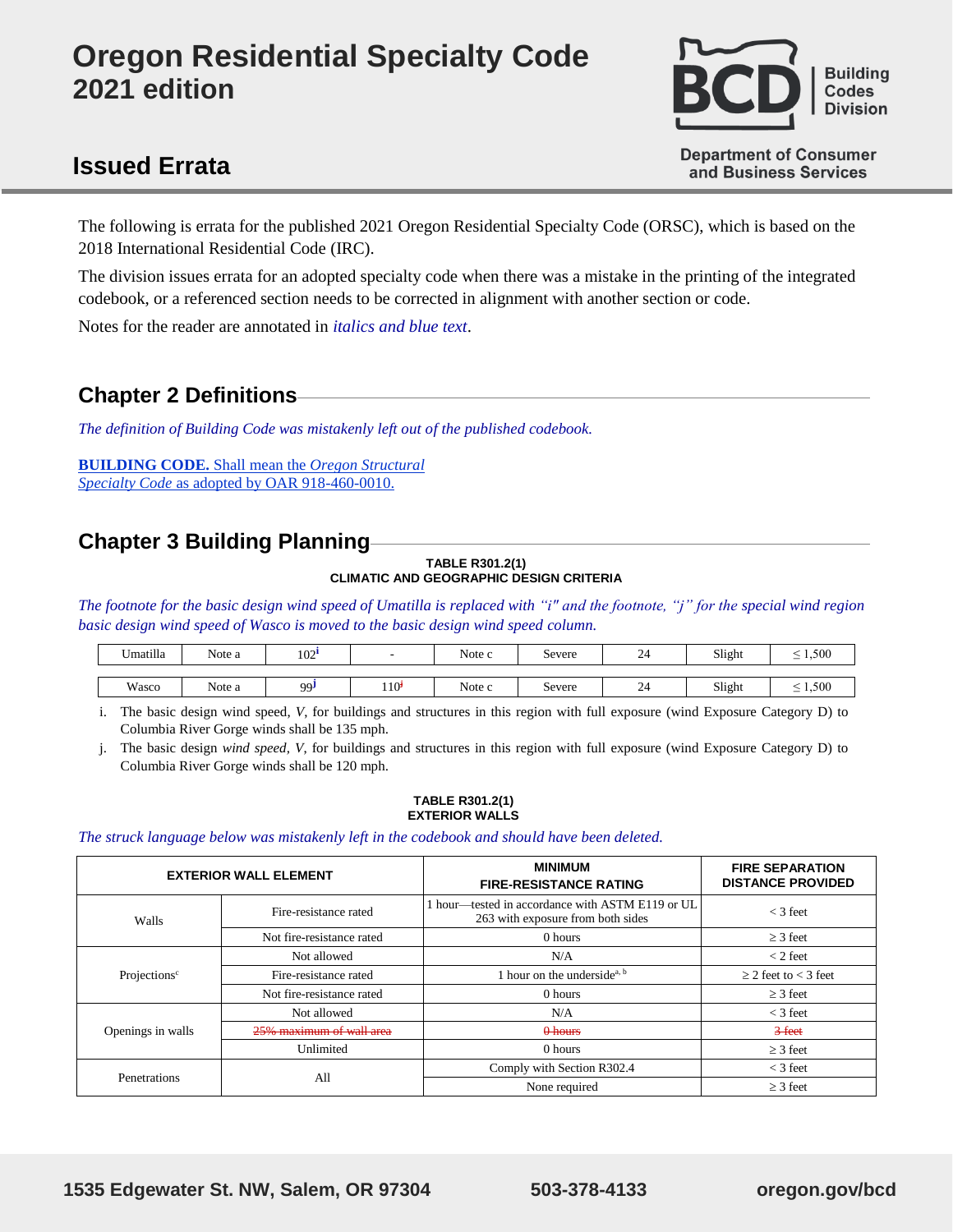# Oregon Residential Specialty Code 2021 edition

## Issued Errata

Building Codes Division

Department of Consumer and Business Services

The following is errata for the published 2021 Oregon Residential Specialty Code (ORSC), which is based on the 2018 International Residential Code (IRC).

The division issues errata for an adopted specialty code when there was a mistake in the printing of the integrated codebook, or a referenced section needs to be corrected in alignment with another section or code.

Notes for the reader are annotated in *italics and blue text*.

## Chapter 2 Definitions

*The definition of Building Code was mistakenly left out of the published codebook.*

**BUILDING CODE.** Shall mean the *Oregon Structural Specialty Code* as adopted by OAR 918-460-0010.

## Chapter 3 Building Planning

**TABLE R301.2(1)**
**CLIMATIC AND GEOGRAPHIC DESIGN CRITERIA**

*The footnote for the basic design wind speed of Umatilla is replaced with "i" and the footnote, "j" for the special wind region basic design wind speed of Wasco is moved to the basic design wind speed column.*

| | | | | | | | | |
|---|---|---|---|---|---|---|---|---|
| Umatilla | Note a | 102[i] | - | Note c | Severe | 24 | Slight | ≤ 1,500 |
| Wasco | Note a | 99[j] | 110[j] | Note c | Severe | 24 | Slight | ≤ 1,500 |

i. The basic design wind speed, *V*, for buildings and structures in this region with full exposure (wind Exposure Category D) to Columbia River Gorge winds shall be 135 mph.

j. The basic design *wind speed, V*, for buildings and structures in this region with full exposure (wind Exposure Category D) to Columbia River Gorge winds shall be 120 mph.

**TABLE R301.2(1)**
**EXTERIOR WALLS**

*The struck language below was mistakenly left in the codebook and should have been deleted.*

| EXTERIOR WALL ELEMENT | | MINIMUM FIRE-RESISTANCE RATING | FIRE SEPARATION DISTANCE PROVIDED |
|---|---|---|---|
| Walls | Fire-resistance rated | 1 hour—tested in accordance with ASTM E119 or UL 263 with exposure from both sides | < 3 feet |
| | Not fire-resistance rated | 0 hours | ≥ 3 feet |
| Projections[c] | Not allowed | N/A | < 2 feet |
| | Fire-resistance rated | 1 hour on the underside[a, b] | ≥ 2 feet to < 3 feet |
| | Not fire-resistance rated | 0 hours | ≥ 3 feet |
| Openings in walls | Not allowed | N/A | < 3 feet |
| | ~~25% maximum of wall area~~ | ~~0 hours~~ | ~~3 feet~~ |
| | Unlimited | 0 hours | ≥ 3 feet |
| Penetrations | All | Comply with Section R302.4 | < 3 feet |
| | | None required | ≥ 3 feet |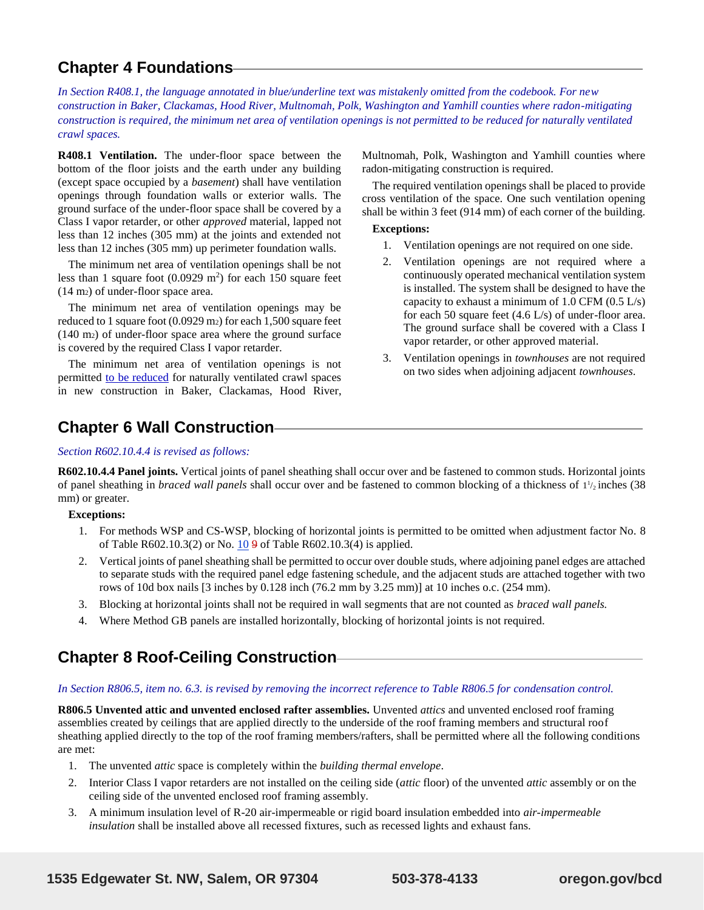## Chapter 4 Foundations

*In Section R408.1, the language annotated in blue/underline text was mistakenly omitted from the codebook. For new construction in Baker, Clackamas, Hood River, Multnomah, Polk, Washington and Yamhill counties where radon-mitigating construction is required, the minimum net area of ventilation openings is not permitted to be reduced for naturally ventilated crawl spaces.*

**R408.1 Ventilation.** The under-floor space between the bottom of the floor joists and the earth under any building (except space occupied by a *basement*) shall have ventilation openings through foundation walls or exterior walls. The ground surface of the under-floor space shall be covered by a Class I vapor retarder, or other *approved* material, lapped not less than 12 inches (305 mm) at the joints and extended not less than 12 inches (305 mm) up perimeter foundation walls.

The minimum net area of ventilation openings shall be not less than 1 square foot (0.0929 $m^2$) for each 150 square feet (14 $m^2$) of under-floor space area.

The minimum net area of ventilation openings may be reduced to 1 square foot (0.0929 $m^2$) for each 1,500 square feet (140 $m^2$) of under-floor space area where the ground surface is covered by the required Class I vapor retarder.

The minimum net area of ventilation openings is not permitted <u>to be reduced</u> for naturally ventilated crawl spaces in new construction in Baker, Clackamas, Hood River, Multnomah, Polk, Washington and Yamhill counties where radon-mitigating construction is required.

The required ventilation openings shall be placed to provide cross ventilation of the space. One such ventilation opening shall be within 3 feet (914 mm) of each corner of the building.

**Exceptions:**

1. Ventilation openings are not required on one side.
2. Ventilation openings are not required where a continuously operated mechanical ventilation system is installed. The system shall be designed to have the capacity to exhaust a minimum of 1.0 CFM (0.5 L/s) for each 50 square feet (4.6 L/s) of under-floor area. The ground surface shall be covered with a Class I vapor retarder, or other approved material.
3. Ventilation openings in *townhouses* are not required on two sides when adjoining adjacent *townhouses*.

## Chapter 6 Wall Construction

*Section R602.10.4.4 is revised as follows:*

**R602.10.4.4 Panel joints.** Vertical joints of panel sheathing shall occur over and be fastened to common studs. Horizontal joints of panel sheathing in *braced wall panels* shall occur over and be fastened to common blocking of a thickness of $1^1/_2$ inches (38 mm) or greater.

**Exceptions:**

1. For methods WSP and CS-WSP, blocking of horizontal joints is permitted to be omitted when adjustment factor No. 8 of Table R602.10.3(2) or No. <u>10</u> ~~9~~ of Table R602.10.3(4) is applied.
2. Vertical joints of panel sheathing shall be permitted to occur over double studs, where adjoining panel edges are attached to separate studs with the required panel edge fastening schedule, and the adjacent studs are attached together with two rows of 10d box nails [3 inches by 0.128 inch (76.2 mm by 3.25 mm)] at 10 inches o.c. (254 mm).
3. Blocking at horizontal joints shall not be required in wall segments that are not counted as *braced wall panels.*
4. Where Method GB panels are installed horizontally, blocking of horizontal joints is not required.

## Chapter 8 Roof-Ceiling Construction

*In Section R806.5, item no. 6.3. is revised by removing the incorrect reference to Table R806.5 for condensation control.*

**R806.5 Unvented attic and unvented enclosed rafter assemblies.** Unvented *attics* and unvented enclosed roof framing assemblies created by ceilings that are applied directly to the underside of the roof framing members and structural roof sheathing applied directly to the top of the roof framing members/rafters, shall be permitted where all the following conditions are met:

1. The unvented *attic* space is completely within the *building thermal envelope*.
2. Interior Class I vapor retarders are not installed on the ceiling side (*attic* floor) of the unvented *attic* assembly or on the ceiling side of the unvented enclosed roof framing assembly.
3. A minimum insulation level of R-20 air-impermeable or rigid board insulation embedded into *air-impermeable insulation* shall be installed above all recessed fixtures, such as recessed lights and exhaust fans.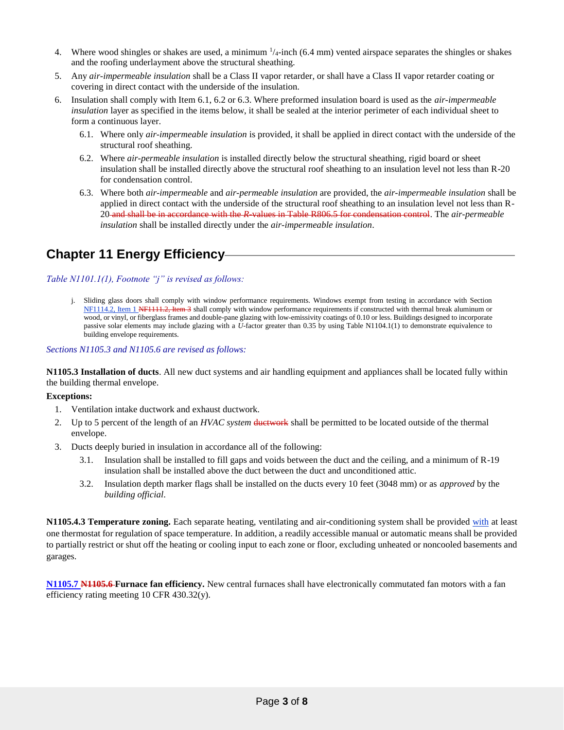4. Where wood shingles or shakes are used, a minimum $^{1}/_{4}$-inch (6.4 mm) vented airspace separates the shingles or shakes and the roofing underlayment above the structural sheathing.
5. Any *air-impermeable insulation* shall be a Class II vapor retarder, or shall have a Class II vapor retarder coating or covering in direct contact with the underside of the insulation.
6. Insulation shall comply with Item 6.1, 6.2 or 6.3. Where preformed insulation board is used as the *air-impermeable insulation* layer as specified in the items below, it shall be sealed at the interior perimeter of each individual sheet to form a continuous layer.
   - 6.1. Where only *air-impermeable insulation* is provided, it shall be applied in direct contact with the underside of the structural roof sheathing.
   - 6.2. Where *air-permeable insulation* is installed directly below the structural sheathing, rigid board or sheet insulation shall be installed directly above the structural roof sheathing to an insulation level not less than R-20 for condensation control.
   - 6.3. Where both *air-impermeable* and *air-permeable insulation* are provided, the *air-impermeable insulation* shall be applied in direct contact with the underside of the structural roof sheathing to an insulation level not less than R-20 ~~and shall be in accordance with the *R*-values in Table R806.5 for condensation control~~. The *air-permeable insulation* shall be installed directly under the *air-impermeable insulation*.

## Chapter 11 Energy Efficiency

*Table N1101.1(1), Footnote "j" is revised as follows:*

j. Sliding glass doors shall comply with window performance requirements. Windows exempt from testing in accordance with Section NF1114.2, Item 1 ~~NF1111.2, Item 3~~ shall comply with window performance requirements if constructed with thermal break aluminum or wood, or vinyl, or fiberglass frames and double-pane glazing with low-emissivity coatings of 0.10 or less. Buildings designed to incorporate passive solar elements may include glazing with a *U*-factor greater than 0.35 by using Table N1104.1(1) to demonstrate equivalence to building envelope requirements.

*Sections N1105.3 and N1105.6 are revised as follows:*

**N1105.3 Installation of ducts**. All new duct systems and air handling equipment and appliances shall be located fully within the building thermal envelope.

**Exceptions:**

1. Ventilation intake ductwork and exhaust ductwork.
2. Up to 5 percent of the length of an *HVAC system* ~~ductwork~~ shall be permitted to be located outside of the thermal envelope.
3. Ducts deeply buried in insulation in accordance all of the following:
   - 3.1. Insulation shall be installed to fill gaps and voids between the duct and the ceiling, and a minimum of R-19 insulation shall be installed above the duct between the duct and unconditioned attic.
   - 3.2. Insulation depth marker flags shall be installed on the ducts every 10 feet (3048 mm) or as *approved* by the *building official*.

**N1105.4.3 Temperature zoning.** Each separate heating, ventilating and air-conditioning system shall be provided with at least one thermostat for regulation of space temperature. In addition, a readily accessible manual or automatic means shall be provided to partially restrict or shut off the heating or cooling input to each zone or floor, excluding unheated or noncooled basements and garages.

**N1105.7** ~~**N1105.6**~~ **Furnace fan efficiency.** New central furnaces shall have electronically commutated fan motors with a fan efficiency rating meeting 10 CFR 430.32(y).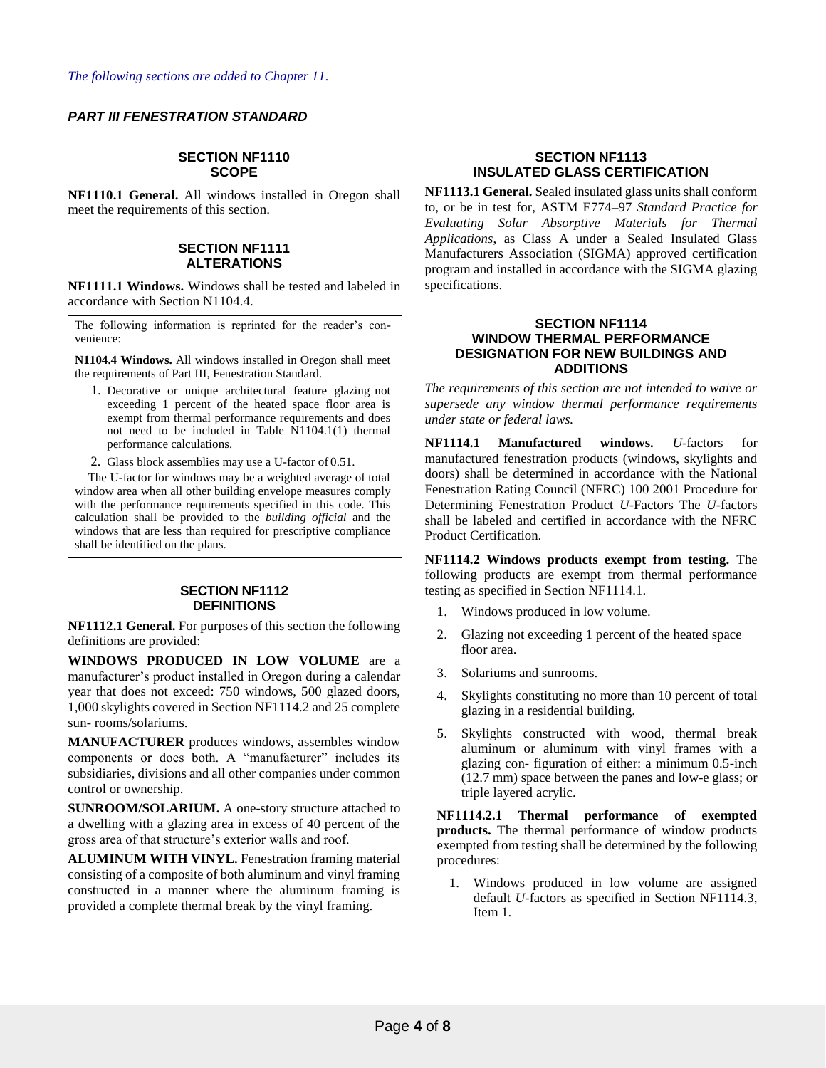*The following sections are added to Chapter 11.*

## *PART III FENESTRATION STANDARD*

### SECTION NF1110 SCOPE

**NF1110.1 General.** All windows installed in Oregon shall meet the requirements of this section.

### SECTION NF1111 ALTERATIONS

**NF1111.1 Windows.** Windows shall be tested and labeled in accordance with Section N1104.4.

> The following information is reprinted for the reader's convenience:
>
> **N1104.4 Windows.** All windows installed in Oregon shall meet the requirements of Part III, Fenestration Standard.
>
> 1. Decorative or unique architectural feature glazing not exceeding 1 percent of the heated space floor area is exempt from thermal performance requirements and does not need to be included in Table N1104.1(1) thermal performance calculations.
> 2. Glass block assemblies may use a U-factor of 0.51.
>
> The U-factor for windows may be a weighted average of total window area when all other building envelope measures comply with the performance requirements specified in this code. This calculation shall be provided to the *building official* and the windows that are less than required for prescriptive compliance shall be identified on the plans.

### SECTION NF1112 DEFINITIONS

**NF1112.1 General.** For purposes of this section the following definitions are provided:

**WINDOWS PRODUCED IN LOW VOLUME** are a manufacturer's product installed in Oregon during a calendar year that does not exceed: 750 windows, 500 glazed doors, 1,000 skylights covered in Section NF1114.2 and 25 complete sun- rooms/solariums.

**MANUFACTURER** produces windows, assembles window components or does both. A "manufacturer" includes its subsidiaries, divisions and all other companies under common control or ownership.

**SUNROOM/SOLARIUM.** A one-story structure attached to a dwelling with a glazing area in excess of 40 percent of the gross area of that structure's exterior walls and roof.

**ALUMINUM WITH VINYL.** Fenestration framing material consisting of a composite of both aluminum and vinyl framing constructed in a manner where the aluminum framing is provided a complete thermal break by the vinyl framing.

### SECTION NF1113 INSULATED GLASS CERTIFICATION

**NF1113.1 General.** Sealed insulated glass units shall conform to, or be in test for, ASTM E774–97 *Standard Practice for Evaluating Solar Absorptive Materials for Thermal Applications*, as Class A under a Sealed Insulated Glass Manufacturers Association (SIGMA) approved certification program and installed in accordance with the SIGMA glazing specifications.

### SECTION NF1114 WINDOW THERMAL PERFORMANCE DESIGNATION FOR NEW BUILDINGS AND ADDITIONS

*The requirements of this section are not intended to waive or supersede any window thermal performance requirements under state or federal laws.*

**NF1114.1 Manufactured windows.** *U*-factors for manufactured fenestration products (windows, skylights and doors) shall be determined in accordance with the National Fenestration Rating Council (NFRC) 100 2001 Procedure for Determining Fenestration Product *U*-Factors The *U*-factors shall be labeled and certified in accordance with the NFRC Product Certification.

**NF1114.2 Windows products exempt from testing.** The following products are exempt from thermal performance testing as specified in Section NF1114.1.

1. Windows produced in low volume.
2. Glazing not exceeding 1 percent of the heated space floor area.
3. Solariums and sunrooms.
4. Skylights constituting no more than 10 percent of total glazing in a residential building.
5. Skylights constructed with wood, thermal break aluminum or aluminum with vinyl frames with a glazing con- figuration of either: a minimum 0.5-inch (12.7 mm) space between the panes and low-e glass; or triple layered acrylic.

**NF1114.2.1 Thermal performance of exempted products.** The thermal performance of window products exempted from testing shall be determined by the following procedures:

1. Windows produced in low volume are assigned default *U*-factors as specified in Section NF1114.3, Item 1.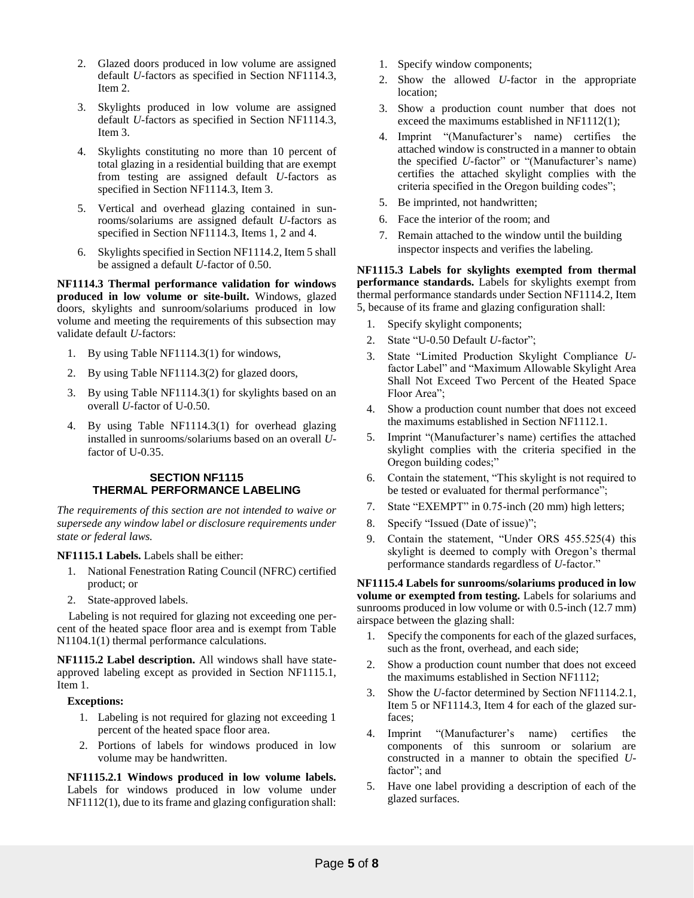2. Glazed doors produced in low volume are assigned default *U*-factors as specified in Section NF1114.3, Item 2.
3. Skylights produced in low volume are assigned default *U*-factors as specified in Section NF1114.3, Item 3.
4. Skylights constituting no more than 10 percent of total glazing in a residential building that are exempt from testing are assigned default *U*-factors as specified in Section NF1114.3, Item 3.
5. Vertical and overhead glazing contained in sunrooms/solariums are assigned default *U*-factors as specified in Section NF1114.3, Items 1, 2 and 4.
6. Skylights specified in Section NF1114.2, Item 5 shall be assigned a default *U*-factor of 0.50.

**NF1114.3 Thermal performance validation for windows produced in low volume or site-built.** Windows, glazed doors, skylights and sunroom/solariums produced in low volume and meeting the requirements of this subsection may validate default *U*-factors:

1. By using Table NF1114.3(1) for windows,
2. By using Table NF1114.3(2) for glazed doors,
3. By using Table NF1114.3(1) for skylights based on an overall *U*-factor of U-0.50.
4. By using Table NF1114.3(1) for overhead glazing installed in sunrooms/solariums based on an overall *U*-factor of U-0.35.

## SECTION NF1115
## THERMAL PERFORMANCE LABELING

*The requirements of this section are not intended to waive or supersede any window label or disclosure requirements under state or federal laws.*

**NF1115.1 Labels.** Labels shall be either:

1. National Fenestration Rating Council (NFRC) certified product; or
2. State-approved labels.

Labeling is not required for glazing not exceeding one percent of the heated space floor area and is exempt from Table N1104.1(1) thermal performance calculations.

**NF1115.2 Label description.** All windows shall have state-approved labeling except as provided in Section NF1115.1, Item 1.

**Exceptions:**

1. Labeling is not required for glazing not exceeding 1 percent of the heated space floor area.
2. Portions of labels for windows produced in low volume may be handwritten.

**NF1115.2.1 Windows produced in low volume labels.** Labels for windows produced in low volume under NF1112(1), due to its frame and glazing configuration shall:

1. Specify window components;
2. Show the allowed *U*-factor in the appropriate location;
3. Show a production count number that does not exceed the maximums established in NF1112(1);
4. Imprint "(Manufacturer's name) certifies the attached window is constructed in a manner to obtain the specified *U*-factor" or "(Manufacturer's name) certifies the attached skylight complies with the criteria specified in the Oregon building codes";
5. Be imprinted, not handwritten;
6. Face the interior of the room; and
7. Remain attached to the window until the building inspector inspects and verifies the labeling.

**NF1115.3 Labels for skylights exempted from thermal performance standards.** Labels for skylights exempt from thermal performance standards under Section NF1114.2, Item 5, because of its frame and glazing configuration shall:

1. Specify skylight components;
2. State "U-0.50 Default *U*-factor";
3. State "Limited Production Skylight Compliance *U*-factor Label" and "Maximum Allowable Skylight Area Shall Not Exceed Two Percent of the Heated Space Floor Area";
4. Show a production count number that does not exceed the maximums established in Section NF1112.1.
5. Imprint "(Manufacturer's name) certifies the attached skylight complies with the criteria specified in the Oregon building codes;"
6. Contain the statement, "This skylight is not required to be tested or evaluated for thermal performance";
7. State "EXEMPT" in 0.75-inch (20 mm) high letters;
8. Specify "Issued (Date of issue)";
9. Contain the statement, "Under ORS 455.525(4) this skylight is deemed to comply with Oregon's thermal performance standards regardless of *U*-factor."

**NF1115.4 Labels for sunrooms/solariums produced in low volume or exempted from testing.** Labels for solariums and sunrooms produced in low volume or with 0.5-inch (12.7 mm) airspace between the glazing shall:

1. Specify the components for each of the glazed surfaces, such as the front, overhead, and each side;
2. Show a production count number that does not exceed the maximums established in Section NF1112;
3. Show the *U*-factor determined by Section NF1114.2.1, Item 5 or NF1114.3, Item 4 for each of the glazed surfaces;
4. Imprint "(Manufacturer's name) certifies the components of this sunroom or solarium are constructed in a manner to obtain the specified *U*-factor"; and
5. Have one label providing a description of each of the glazed surfaces.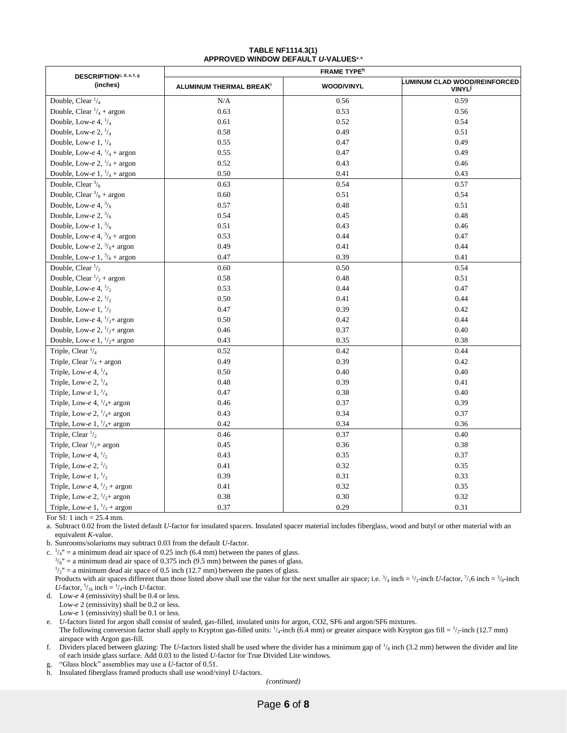**TABLE NF1114.3(1)**
**APPROVED WINDOW DEFAULT *U*-VALUES[a, b]**

| DESCRIPTION[c, d, e, f, g] (inches) | FRAME TYPE[h] | | |
|---|---|---|---|
| | ALUMINUM THERMAL BREAK[i] | WOOD/VINYL | ALUMINUM CLAD WOOD/REINFORCED VINYL[j] |
| Double, Clear $^1/_4$ | N/A | 0.56 | 0.59 |
| Double, Clear $^1/_4$ + argon | 0.63 | 0.53 | 0.56 |
| Double, Low-*e* 4, $^1/_4$ | 0.61 | 0.52 | 0.54 |
| Double, Low-*e* 2, $^1/_4$ | 0.58 | 0.49 | 0.51 |
| Double, Low-*e* 1, $^1/_4$ | 0.55 | 0.47 | 0.49 |
| Double, Low-*e* 4, $^1/_4$ + argon | 0.55 | 0.47 | 0.49 |
| Double, Low-*e* 2, $^1/_4$ + argon | 0.52 | 0.43 | 0.46 |
| Double, Low-*e* 1, $^1/_4$ + argon | 0.50 | 0.41 | 0.43 |
| Double, Clear $^3/_8$ | 0.63 | 0.54 | 0.57 |
| Double, Clear $^3/_8$ + argon | 0.60 | 0.51 | 0.54 |
| Double, Low-*e* 4, $^3/_8$ | 0.57 | 0.48 | 0.51 |
| Double, Low-*e* 2, $^3/_8$ | 0.54 | 0.45 | 0.48 |
| Double, Low-*e* 1, $^3/_8$ | 0.51 | 0.43 | 0.46 |
| Double, Low-*e* 4, $^3/_8$ + argon | 0.53 | 0.44 | 0.47 |
| Double, Low-*e* 2, $^3/_8$+ argon | 0.49 | 0.41 | 0.44 |
| Double, Low-*e* 1, $^3/_8$ + argon | 0.47 | 0.39 | 0.41 |
| Double, Clear $^1/_2$ | 0.60 | 0.50 | 0.54 |
| Double, Clear $^1/_2$ + argon | 0.58 | 0.48 | 0.51 |
| Double, Low-*e* 4, $^1/_2$ | 0.53 | 0.44 | 0.47 |
| Double, Low-*e* 2, $^1/_2$ | 0.50 | 0.41 | 0.44 |
| Double, Low-*e* 1, $^1/_2$ | 0.47 | 0.39 | 0.42 |
| Double, Low-*e* 4, $^1/_2$+ argon | 0.50 | 0.42 | 0.44 |
| Double, Low-*e* 2, $^1/_2$+ argon | 0.46 | 0.37 | 0.40 |
| Double, Low-*e* 1, $^1/_2$+ argon | 0.43 | 0.35 | 0.38 |
| Triple, Clear $^1/_4$ | 0.52 | 0.42 | 0.44 |
| Triple, Clear $^1/_4$ + argon | 0.49 | 0.39 | 0.42 |
| Triple, Low-*e* 4, $^1/_4$ | 0.50 | 0.40 | 0.40 |
| Triple, Low-*e* 2, $^1/_4$ | 0.48 | 0.39 | 0.41 |
| Triple, Low-*e* 1, $^1/_4$ | 0.47 | 0.38 | 0.40 |
| Triple, Low-*e* 4, $^1/_4$+ argon | 0.46 | 0.37 | 0.39 |
| Triple, Low-*e* 2, $^1/_4$+ argon | 0.43 | 0.34 | 0.37 |
| Triple, Low-*e* 1, $^1/_4$+ argon | 0.42 | 0.34 | 0.36 |
| Triple, Clear $^1/_2$ | 0.46 | 0.37 | 0.40 |
| Triple, Clear $^1/_2$+ argon | 0.45 | 0.36 | 0.38 |
| Triple, Low-*e* 4, $^1/_2$ | 0.43 | 0.35 | 0.37 |
| Triple, Low-*e* 2, $^1/_2$ | 0.41 | 0.32 | 0.35 |
| Triple, Low-*e* 1, $^1/_2$ | 0.39 | 0.31 | 0.33 |
| Triple, Low-*e* 4, $^1/_2$ + argon | 0.41 | 0.32 | 0.35 |
| Triple, Low-*e* 2, $^1/_2$+ argon | 0.38 | 0.30 | 0.32 |
| Triple, Low-*e* 1, $^1/_2$ + argon | 0.37 | 0.29 | 0.31 |

For SI: 1 inch = 25.4 mm.

a. Subtract 0.02 from the listed default *U*-factor for insulated spacers. Insulated spacer material includes fiberglass, wood and butyl or other material with an equivalent *K*-value.

b. Sunrooms/solariums may subtract 0.03 from the default *U*-factor.

c. $^1/_4''$ = a minimum dead air space of 0.25 inch (6.4 mm) between the panes of glass.
$^3/_8''$ = a minimum dead air space of 0.375 inch (9.5 mm) between the panes of glass.
$^1/_2''$ = a minimum dead air space of 0.5 inch (12.7 mm) between the panes of glass.
Products with air spaces different than those listed above shall use the value for the next smaller air space; i.e. $^3/_4$ inch = $^1/_2$-inch *U*-factor, $^7/_1$6 inch = $^3/_8$-inch *U*-factor, $^5/_{16}$ inch = $^1/_4$-inch *U*-factor.

d. Low-*e* 4 (emissivity) shall be 0.4 or less.
Low-*e* 2 (emissivity) shall be 0.2 or less.
Low-*e* 1 (emissivity) shall be 0.1 or less.

e. *U*-factors listed for argon shall consist of sealed, gas-filled, insulated units for argon, CO2, SF6 and argon/SF6 mixtures.
The following conversion factor shall apply to Krypton gas-filled units: $^1/_4$-inch (6.4 mm) or greater airspace with Krypton gas fill = $^1/_2$-inch (12.7 mm) airspace with Argon gas-fill.

f. Dividers placed between glazing: The *U*-factors listed shall be used where the divider has a minimum gap of $^1/_8$ inch (3.2 mm) between the divider and lite of each inside glass surface. Add 0.03 to the listed *U*-factor for True Divided Lite windows.

g. "Glass block" assemblies may use a *U*-factor of 0.51.

h. Insulated fiberglass framed products shall use wood/vinyl *U*-factors.

*(continued)*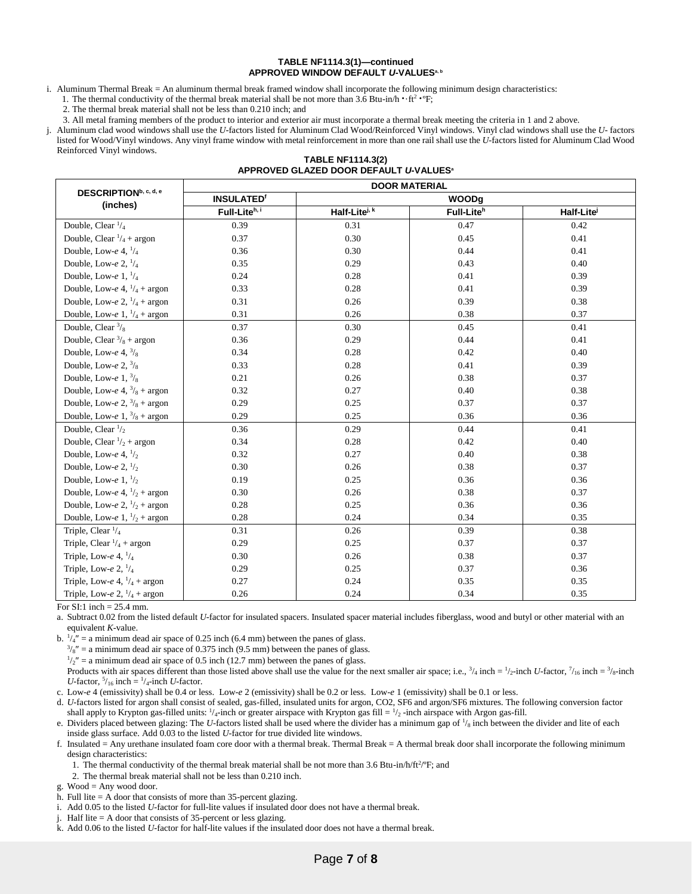**TABLE NF1114.3(1)—continued**
**APPROVED WINDOW DEFAULT *U*-VALUES[a, b]**

i. Aluminum Thermal Break = An aluminum thermal break framed window shall incorporate the following minimum design characteristics:
   1. The thermal conductivity of the thermal break material shall be not more than 3.6 Btu-in/h • ft² • °F;
   2. The thermal break material shall not be less than 0.210 inch; and
   3. All metal framing members of the product to interior and exterior air must incorporate a thermal break meeting the criteria in 1 and 2 above.

j. Aluminum clad wood windows shall use the *U*-factors listed for Aluminum Clad Wood/Reinforced Vinyl windows. Vinyl clad windows shall use the *U*- factors listed for Wood/Vinyl windows. Any vinyl frame window with metal reinforcement in more than one rail shall use the *U*-factors listed for Aluminum Clad Wood Reinforced Vinyl windows.

**TABLE NF1114.3(2)**
**APPROVED GLAZED DOOR DEFAULT *U*-VALUES[a]**

| DESCRIPTION[b, c, d, e] (inches) | DOOR MATERIAL | | | |
|---|---|---|---|---|
| | INSULATED[f] | WOOD[g] | | |
| | Full-Lite[h, i] | Half-Lite[j, k] | Full-Lite[h] | Half-Lite[j] |
| Double, Clear 1/4 | 0.39 | 0.31 | 0.47 | 0.42 |
| Double, Clear 1/4 + argon | 0.37 | 0.30 | 0.45 | 0.41 |
| Double, Low-*e* 4, 1/4 | 0.36 | 0.30 | 0.44 | 0.41 |
| Double, Low-*e* 2, 1/4 | 0.35 | 0.29 | 0.43 | 0.40 |
| Double, Low-*e* 1, 1/4 | 0.24 | 0.28 | 0.41 | 0.39 |
| Double, Low-*e* 4, 1/4 + argon | 0.33 | 0.28 | 0.41 | 0.39 |
| Double, Low-*e* 2, 1/4 + argon | 0.31 | 0.26 | 0.39 | 0.38 |
| Double, Low-*e* 1, 1/4 + argon | 0.31 | 0.26 | 0.38 | 0.37 |
| Double, Clear 3/8 | 0.37 | 0.30 | 0.45 | 0.41 |
| Double, Clear 3/8 + argon | 0.36 | 0.29 | 0.44 | 0.41 |
| Double, Low-*e* 4, 3/8 | 0.34 | 0.28 | 0.42 | 0.40 |
| Double, Low-*e* 2, 3/8 | 0.33 | 0.28 | 0.41 | 0.39 |
| Double, Low-*e* 1, 3/8 | 0.21 | 0.26 | 0.38 | 0.37 |
| Double, Low-*e* 4, 3/8 + argon | 0.32 | 0.27 | 0.40 | 0.38 |
| Double, Low-*e* 2, 3/8 + argon | 0.29 | 0.25 | 0.37 | 0.37 |
| Double, Low-*e* 1, 3/8 + argon | 0.29 | 0.25 | 0.36 | 0.36 |
| Double, Clear 1/2 | 0.36 | 0.29 | 0.44 | 0.41 |
| Double, Clear 1/2 + argon | 0.34 | 0.28 | 0.42 | 0.40 |
| Double, Low-*e* 4, 1/2 | 0.32 | 0.27 | 0.40 | 0.38 |
| Double, Low-*e* 2, 1/2 | 0.30 | 0.26 | 0.38 | 0.37 |
| Double, Low-*e* 1, 1/2 | 0.19 | 0.25 | 0.36 | 0.36 |
| Double, Low-*e* 4, 1/2 + argon | 0.30 | 0.26 | 0.38 | 0.37 |
| Double, Low-*e* 2, 1/2 + argon | 0.28 | 0.25 | 0.36 | 0.36 |
| Double, Low-*e* 1, 1/2 + argon | 0.28 | 0.24 | 0.34 | 0.35 |
| Triple, Clear 1/4 | 0.31 | 0.26 | 0.39 | 0.38 |
| Triple, Clear 1/4 + argon | 0.29 | 0.25 | 0.37 | 0.37 |
| Triple, Low-*e* 4, 1/4 | 0.30 | 0.26 | 0.38 | 0.37 |
| Triple, Low-*e* 2, 1/4 | 0.29 | 0.25 | 0.37 | 0.36 |
| Triple, Low-*e* 4, 1/4 + argon | 0.27 | 0.24 | 0.35 | 0.35 |
| Triple, Low-*e* 2, 1/4 + argon | 0.26 | 0.24 | 0.34 | 0.35 |

For SI:1 inch = 25.4 mm.

a. Subtract 0.02 from the listed default *U*-factor for insulated spacers. Insulated spacer material includes fiberglass, wood and butyl or other material with an equivalent *K*-value.

b. 1/4″ = a minimum dead air space of 0.25 inch (6.4 mm) between the panes of glass.
   3/8″ = a minimum dead air space of 0.375 inch (9.5 mm) between the panes of glass.
   1/2″ = a minimum dead air space of 0.5 inch (12.7 mm) between the panes of glass.
   Products with air spaces different than those listed above shall use the value for the next smaller air space; i.e., 3/4 inch = 1/2-inch *U*-factor, 7/16 inch = 3/8-inch *U*-factor, 5/16 inch = 1/4-inch *U*-factor.

c. Low-*e* 4 (emissivity) shall be 0.4 or less. Low-*e* 2 (emissivity) shall be 0.2 or less. Low-*e* 1 (emissivity) shall be 0.1 or less.

d. *U*-factors listed for argon shall consist of sealed, gas-filled, insulated units for argon, CO2, SF6 and argon/SF6 mixtures. The following conversion factor shall apply to Krypton gas-filled units: 1/4-inch or greater airspace with Krypton gas fill = 1/2 -inch airspace with Argon gas-fill.

e. Dividers placed between glazing: The *U*-factors listed shall be used where the divider has a minimum gap of 1/8 inch between the divider and lite of each inside glass surface. Add 0.03 to the listed *U*-factor for true divided lite windows.

f. Insulated = Any urethane insulated foam core door with a thermal break. Thermal Break = A thermal break door shall incorporate the following minimum design characteristics:
   1. The thermal conductivity of the thermal break material shall be not more than 3.6 Btu-in/h/ft²/°F; and
   2. The thermal break material shall not be less than 0.210 inch.

g. Wood = Any wood door.

h. Full lite = A door that consists of more than 35-percent glazing.

i. Add 0.05 to the listed *U*-factor for full-lite values if insulated door does not have a thermal break.

j. Half lite = A door that consists of 35-percent or less glazing.

k. Add 0.06 to the listed *U*-factor for half-lite values if the insulated door does not have a thermal break.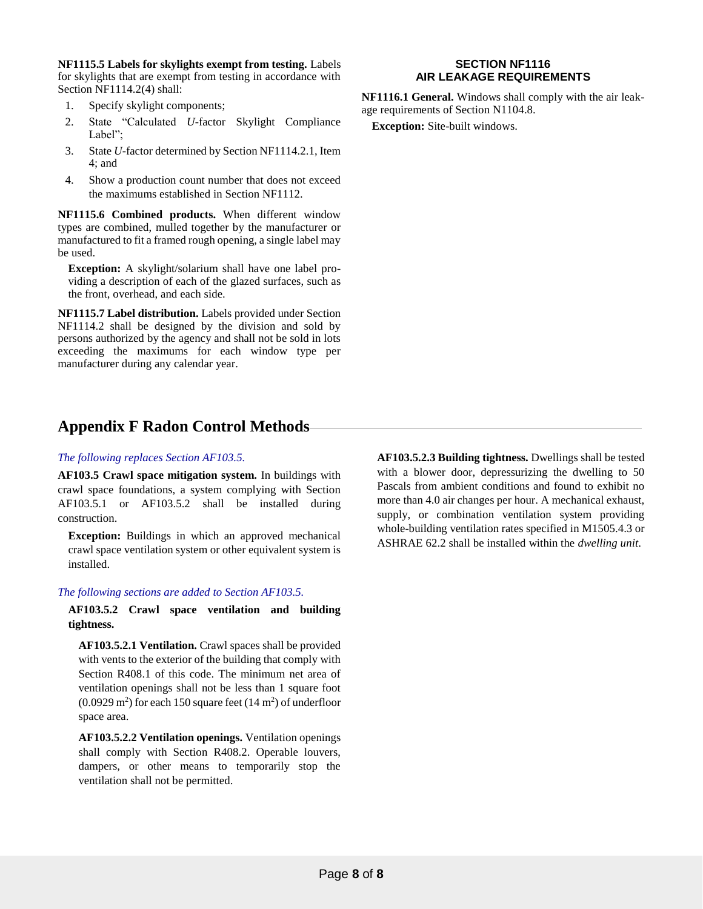**NF1115.5 Labels for skylights exempt from testing.** Labels for skylights that are exempt from testing in accordance with Section NF1114.2(4) shall:

1. Specify skylight components;
2. State "Calculated *U*-factor Skylight Compliance Label";
3. State *U*-factor determined by Section NF1114.2.1, Item 4; and
4. Show a production count number that does not exceed the maximums established in Section NF1112.

**NF1115.6 Combined products.** When different window types are combined, mulled together by the manufacturer or manufactured to fit a framed rough opening, a single label may be used.

**Exception:** A skylight/solarium shall have one label providing a description of each of the glazed surfaces, such as the front, overhead, and each side.

**NF1115.7 Label distribution.** Labels provided under Section NF1114.2 shall be designed by the division and sold by persons authorized by the agency and shall not be sold in lots exceeding the maximums for each window type per manufacturer during any calendar year.

### SECTION NF1116
### AIR LEAKAGE REQUIREMENTS

**NF1116.1 General.** Windows shall comply with the air leakage requirements of Section N1104.8.

**Exception:** Site-built windows.

## Appendix F Radon Control Methods

*The following replaces Section AF103.5.*

**AF103.5 Crawl space mitigation system.** In buildings with crawl space foundations, a system complying with Section AF103.5.1 or AF103.5.2 shall be installed during construction.

**Exception:** Buildings in which an approved mechanical crawl space ventilation system or other equivalent system is installed.

*The following sections are added to Section AF103.5.*

**AF103.5.2 Crawl space ventilation and building tightness.**

**AF103.5.2.1 Ventilation.** Crawl spaces shall be provided with vents to the exterior of the building that comply with Section R408.1 of this code. The minimum net area of ventilation openings shall not be less than 1 square foot (0.0929 $m^2$) for each 150 square feet (14 $m^2$) of underfloor space area.

**AF103.5.2.2 Ventilation openings.** Ventilation openings shall comply with Section R408.2. Operable louvers, dampers, or other means to temporarily stop the ventilation shall not be permitted.

**AF103.5.2.3 Building tightness.** Dwellings shall be tested with a blower door, depressurizing the dwelling to 50 Pascals from ambient conditions and found to exhibit no more than 4.0 air changes per hour. A mechanical exhaust, supply, or combination ventilation system providing whole-building ventilation rates specified in M1505.4.3 or ASHRAE 62.2 shall be installed within the *dwelling unit*.